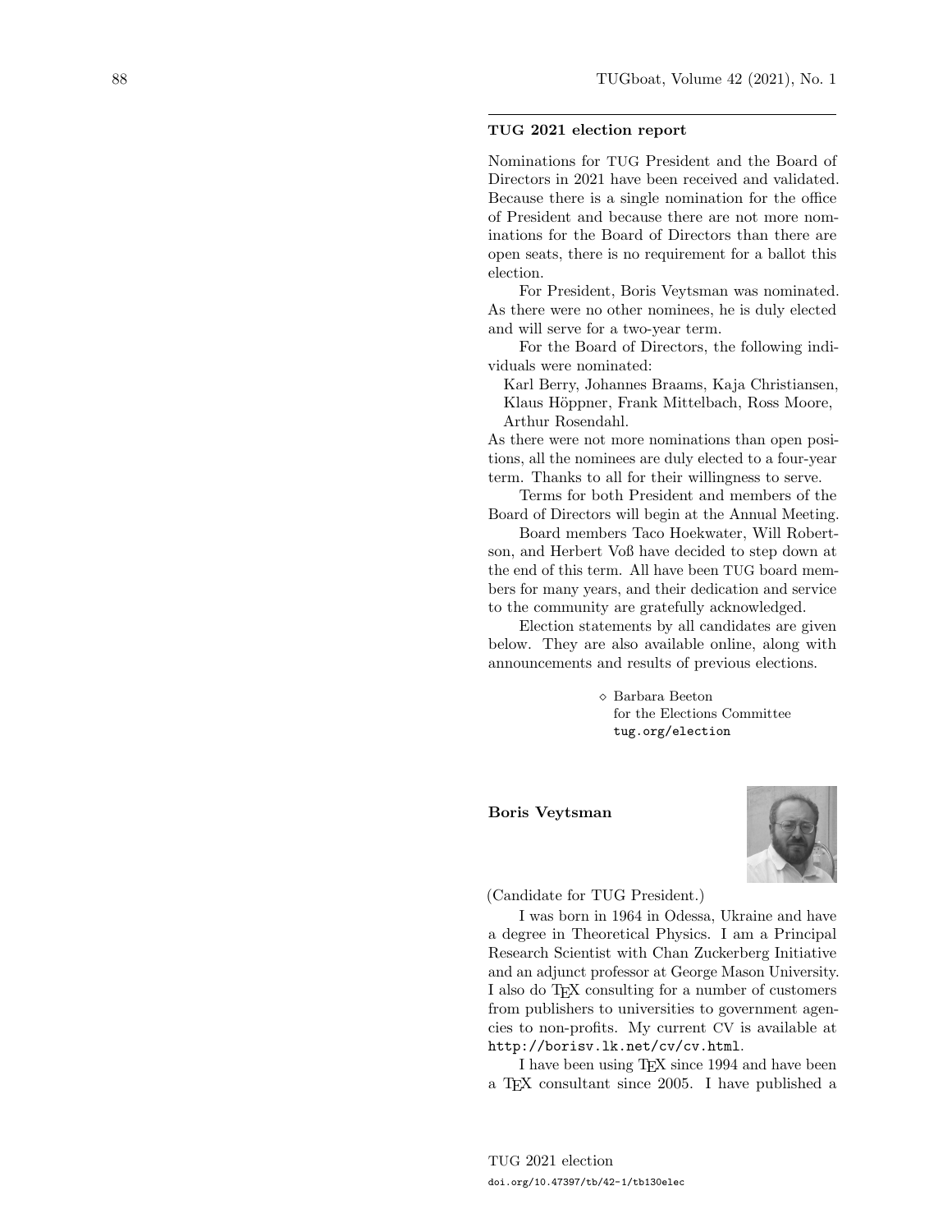## TUG 2021 election report

Nominations for TUG President and the Board of Directors in 2021 have been received and validated. Because there is a single nomination for the office of President and because there are not more nominations for the Board of Directors than there are open seats, there is no requirement for a ballot this election.

For President, Boris Veytsman was nominated. As there were no other nominees, he is duly elected and will serve for a two-year term.

For the Board of Directors, the following individuals were nominated:

Karl Berry, Johannes Braams, Kaja Christiansen, Klaus Höppner, Frank Mittelbach, Ross Moore, Arthur Rosendahl.

As there were not more nominations than open positions, all the nominees are duly elected to a four-year term. Thanks to all for their willingness to serve.

Terms for both President and members of the Board of Directors will begin at the Annual Meeting.

Board members Taco Hoekwater, Will Robertson, and Herbert Voß have decided to step down at the end of this term. All have been TUG board members for many years, and their dedication and service to the community are gratefully acknowledged.

Election statements by all candidates are given below. They are also available online, along with announcements and results of previous elections.

◇ Barbara Beeton
for the Elections Committee
tug.org/election

### Boris Veytsman

(Candidate for TUG President.)

I was born in 1964 in Odessa, Ukraine and have a degree in Theoretical Physics. I am a Principal Research Scientist with Chan Zuckerberg Initiative and an adjunct professor at George Mason University. I also do TEX consulting for a number of customers from publishers to universities to government agencies to non-profits. My current CV is available at http://borisv.lk.net/cv/cv.html.

I have been using TEX since 1994 and have been a TEX consultant since 2005. I have published a

TUG 2021 election
doi.org/10.47397/tb/42-1/tb130elec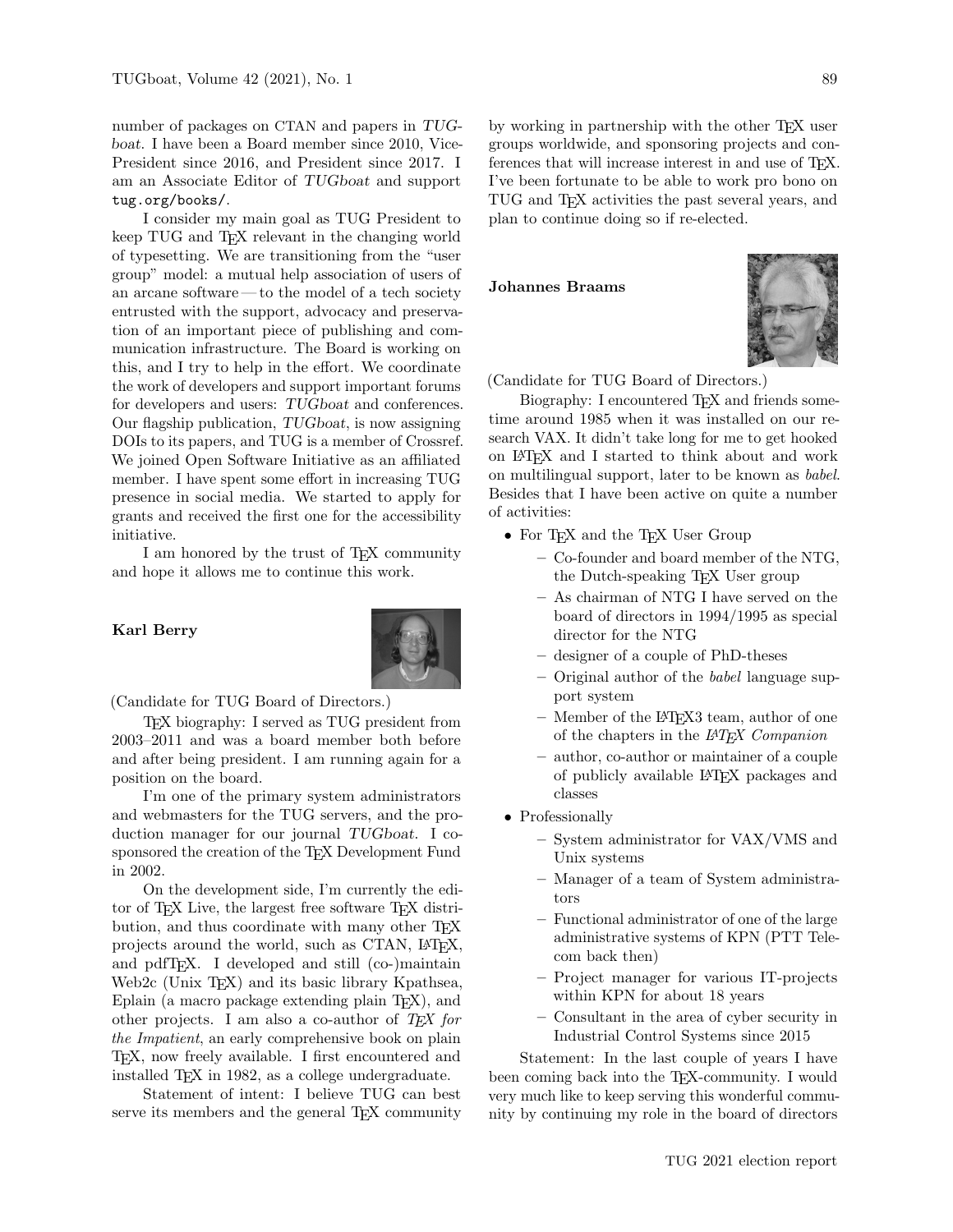number of packages on CTAN and papers in *TUGboat*. I have been a Board member since 2010, Vice-President since 2016, and President since 2017. I am an Associate Editor of *TUGboat* and support `tug.org/books/`.

I consider my main goal as TUG President to keep TUG and TeX relevant in the changing world of typesetting. We are transitioning from the "user group" model: a mutual help association of users of an arcane software — to the model of a tech society entrusted with the support, advocacy and preservation of an important piece of publishing and communication infrastructure. The Board is working on this, and I try to help in the effort. We coordinate the work of developers and support important forums for developers and users: *TUGboat* and conferences. Our flagship publication, *TUGboat*, is now assigning DOIs to its papers, and TUG is a member of Crossref. We joined Open Software Initiative as an affiliated member. I have spent some effort in increasing TUG presence in social media. We started to apply for grants and received the first one for the accessibility initiative.

I am honored by the trust of TeX community and hope it allows me to continue this work.

**Karl Berry**

(Candidate for TUG Board of Directors.)

TeX biography: I served as TUG president from 2003–2011 and was a board member both before and after being president. I am running again for a position on the board.

I'm one of the primary system administrators and webmasters for the TUG servers, and the production manager for our journal *TUGboat*. I co-sponsored the creation of the TeX Development Fund in 2002.

On the development side, I'm currently the editor of TeX Live, the largest free software TeX distribution, and thus coordinate with many other TeX projects around the world, such as CTAN, LaTeX, and pdfTeX. I developed and still (co-)maintain Web2c (Unix TeX) and its basic library Kpathsea, Eplain (a macro package extending plain TeX), and other projects. I am also a co-author of *TeX for the Impatient*, an early comprehensive book on plain TeX, now freely available. I first encountered and installed TeX in 1982, as a college undergraduate.

Statement of intent: I believe TUG can best serve its members and the general TeX community by working in partnership with the other TeX user groups worldwide, and sponsoring projects and conferences that will increase interest in and use of TeX. I've been fortunate to be able to work pro bono on TUG and TeX activities the past several years, and plan to continue doing so if re-elected.

**Johannes Braams**

(Candidate for TUG Board of Directors.)

Biography: I encountered TeX and friends sometime around 1985 when it was installed on our research VAX. It didn't take long for me to get hooked on LaTeX and I started to think about and work on multilingual support, later to be known as *babel*. Besides that I have been active on quite a number of activities:

- For TeX and the TeX User Group
  - Co-founder and board member of the NTG, the Dutch-speaking TeX User group
  - As chairman of NTG I have served on the board of directors in 1994/1995 as special director for the NTG
  - designer of a couple of PhD-theses
  - Original author of the *babel* language support system
  - Member of the LaTeX3 team, author of one of the chapters in the *LaTeX Companion*
  - author, co-author or maintainer of a couple of publicly available LaTeX packages and classes
- Professionally
  - System administrator for VAX/VMS and Unix systems
  - Manager of a team of System administrators
  - Functional administrator of one of the large administrative systems of KPN (PTT Telecom back then)
  - Project manager for various IT-projects within KPN for about 18 years
  - Consultant in the area of cyber security in Industrial Control Systems since 2015

Statement: In the last couple of years I have been coming back into the TeX-community. I would very much like to keep serving this wonderful community by continuing my role in the board of directors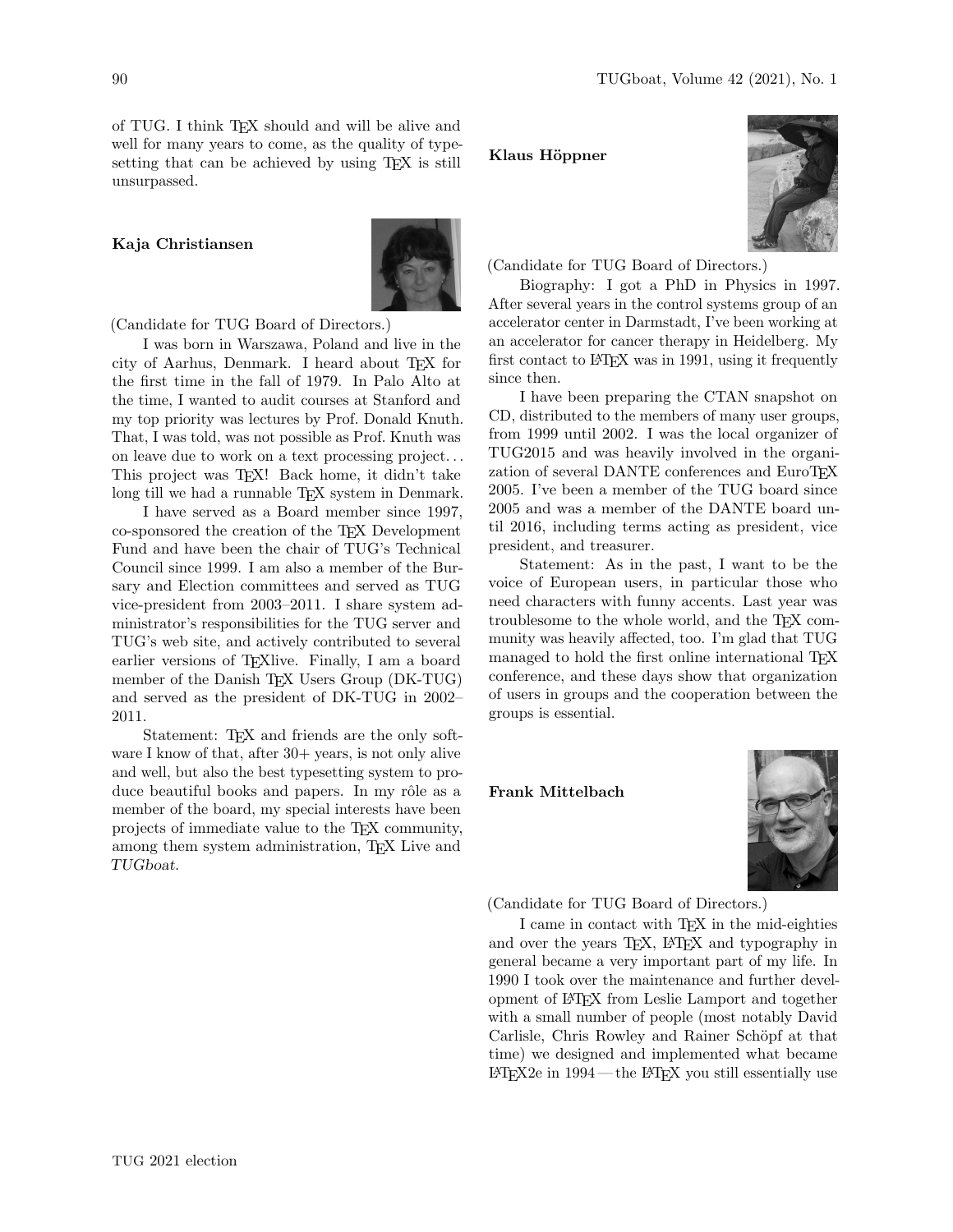of TUG. I think TeX should and will be alive and well for many years to come, as the quality of typesetting that can be achieved by using TeX is still unsurpassed.

**Kaja Christiansen**

(Candidate for TUG Board of Directors.)

I was born in Warszawa, Poland and live in the city of Aarhus, Denmark. I heard about TeX for the first time in the fall of 1979. In Palo Alto at the time, I wanted to audit courses at Stanford and my top priority was lectures by Prof. Donald Knuth. That, I was told, was not possible as Prof. Knuth was on leave due to work on a text processing project... This project was TeX! Back home, it didn't take long till we had a runnable TeX system in Denmark.

I have served as a Board member since 1997, co-sponsored the creation of the TeX Development Fund and have been the chair of TUG's Technical Council since 1999. I am also a member of the Bursary and Election committees and served as TUG vice-president from 2003–2011. I share system administrator's responsibilities for the TUG server and TUG's web site, and actively contributed to several earlier versions of TeXlive. Finally, I am a board member of the Danish TeX Users Group (DK-TUG) and served as the president of DK-TUG in 2002–2011.

Statement: TeX and friends are the only software I know of that, after 30+ years, is not only alive and well, but also the best typesetting system to produce beautiful books and papers. In my rôle as a member of the board, my special interests have been projects of immediate value to the TeX community, among them system administration, TeX Live and *TUGboat*.

**Klaus Höppner**

(Candidate for TUG Board of Directors.)

Biography: I got a PhD in Physics in 1997. After several years in the control systems group of an accelerator center in Darmstadt, I've been working at an accelerator for cancer therapy in Heidelberg. My first contact to LaTeX was in 1991, using it frequently since then.

I have been preparing the CTAN snapshot on CD, distributed to the members of many user groups, from 1999 until 2002. I was the local organizer of TUG2015 and was heavily involved in the organization of several DANTE conferences and EuroTeX 2005. I've been a member of the TUG board since 2005 and was a member of the DANTE board until 2016, including terms acting as president, vice president, and treasurer.

Statement: As in the past, I want to be the voice of European users, in particular those who need characters with funny accents. Last year was troublesome to the whole world, and the TeX community was heavily affected, too. I'm glad that TUG managed to hold the first online international TeX conference, and these days show that organization of users in groups and the cooperation between the groups is essential.

**Frank Mittelbach**

(Candidate for TUG Board of Directors.)

I came in contact with TeX in the mid-eighties and over the years TeX, LaTeX and typography in general became a very important part of my life. In 1990 I took over the maintenance and further development of LaTeX from Leslie Lamport and together with a small number of people (most notably David Carlisle, Chris Rowley and Rainer Schöpf at that time) we designed and implemented what became LaTeX2e in 1994 — the LaTeX you still essentially use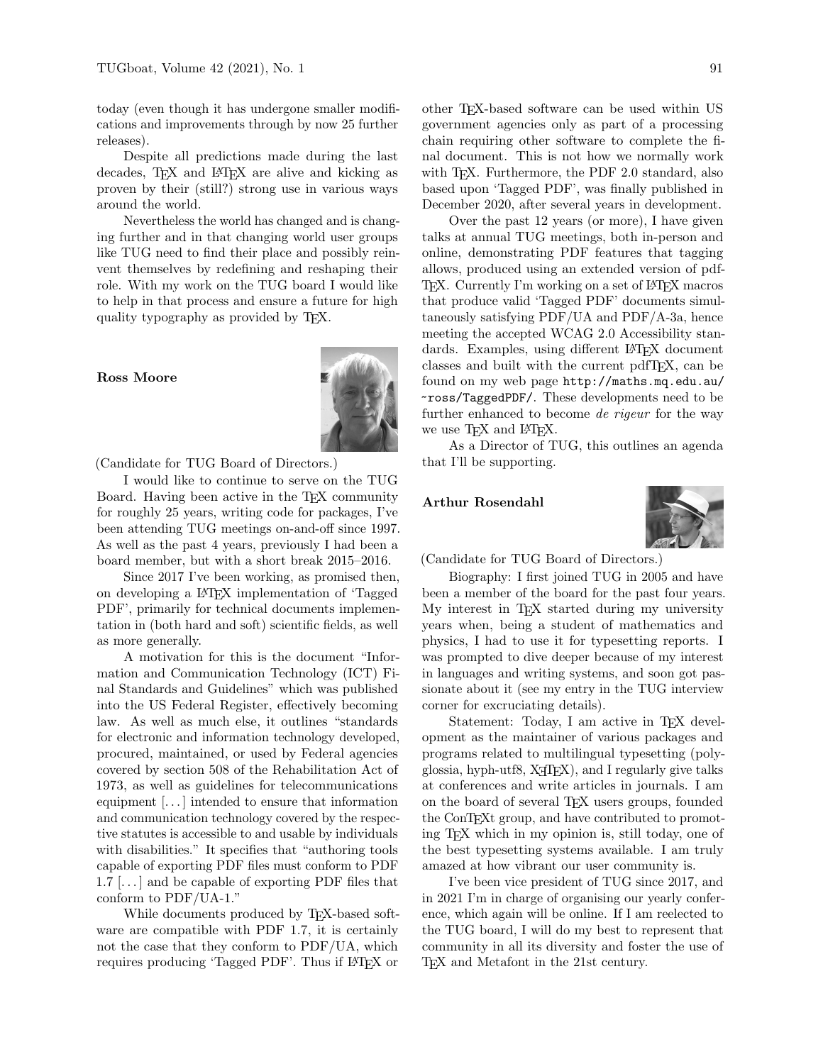today (even though it has undergone smaller modifications and improvements through by now 25 further releases).

Despite all predictions made during the last decades, TeX and LaTeX are alive and kicking as proven by their (still?) strong use in various ways around the world.

Nevertheless the world has changed and is changing further and in that changing world user groups like TUG need to find their place and possibly reinvent themselves by redefining and reshaping their role. With my work on the TUG board I would like to help in that process and ensure a future for high quality typography as provided by TeX.

**Ross Moore**

(Candidate for TUG Board of Directors.)

I would like to continue to serve on the TUG Board. Having been active in the TeX community for roughly 25 years, writing code for packages, I've been attending TUG meetings on-and-off since 1997. As well as the past 4 years, previously I had been a board member, but with a short break 2015–2016.

Since 2017 I've been working, as promised then, on developing a LaTeX implementation of 'Tagged PDF', primarily for technical documents implementation in (both hard and soft) scientific fields, as well as more generally.

A motivation for this is the document "Information and Communication Technology (ICT) Final Standards and Guidelines" which was published into the US Federal Register, effectively becoming law. As well as much else, it outlines "standards for electronic and information technology developed, procured, maintained, or used by Federal agencies covered by section 508 of the Rehabilitation Act of 1973, as well as guidelines for telecommunications equipment [...] intended to ensure that information and communication technology covered by the respective statutes is accessible to and usable by individuals with disabilities." It specifies that "authoring tools capable of exporting PDF files must conform to PDF 1.7 [...] and be capable of exporting PDF files that conform to PDF/UA-1."

While documents produced by TeX-based software are compatible with PDF 1.7, it is certainly not the case that they conform to PDF/UA, which requires producing 'Tagged PDF'. Thus if LaTeX or other TeX-based software can be used within US government agencies only as part of a processing chain requiring other software to complete the final document. This is not how we normally work with TeX. Furthermore, the PDF 2.0 standard, also based upon 'Tagged PDF', was finally published in December 2020, after several years in development.

Over the past 12 years (or more), I have given talks at annual TUG meetings, both in-person and online, demonstrating PDF features that tagging allows, produced using an extended version of pdfTeX. Currently I'm working on a set of LaTeX macros that produce valid 'Tagged PDF' documents simultaneously satisfying PDF/UA and PDF/A-3a, hence meeting the accepted WCAG 2.0 Accessibility standards. Examples, using different LaTeX document classes and built with the current pdfTeX, can be found on my web page `http://maths.mq.edu.au/~ross/TaggedPDF/`. These developments need to be further enhanced to become *de rigeur* for the way we use TeX and LaTeX.

As a Director of TUG, this outlines an agenda that I'll be supporting.

**Arthur Rosendahl**

(Candidate for TUG Board of Directors.)

Biography: I first joined TUG in 2005 and have been a member of the board for the past four years. My interest in TeX started during my university years when, being a student of mathematics and physics, I had to use it for typesetting reports. I was prompted to dive deeper because of my interest in languages and writing systems, and soon got passionate about it (see my entry in the TUG interview corner for excruciating details).

Statement: Today, I am active in TeX development as the maintainer of various packages and programs related to multilingual typesetting (polyglossia, hyph-utf8, XeTeX), and I regularly give talks at conferences and write articles in journals. I am on the board of several TeX users groups, founded the ConTeXt group, and have contributed to promoting TeX which in my opinion is, still today, one of the best typesetting systems available. I am truly amazed at how vibrant our user community is.

I've been vice president of TUG since 2017, and in 2021 I'm in charge of organising our yearly conference, which again will be online. If I am reelected to the TUG board, I will do my best to represent that community in all its diversity and foster the use of TeX and Metafont in the 21st century.